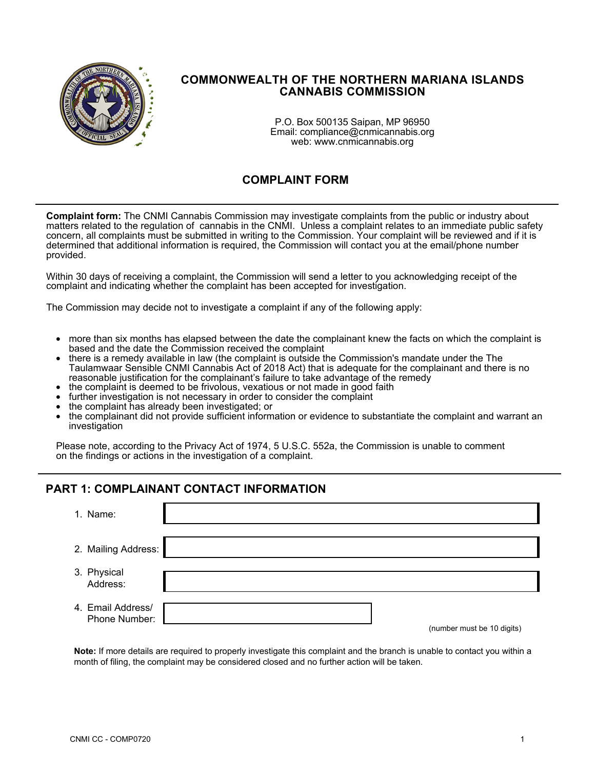# COMMONWEALTH OF THE NORTHERN MARIANA ISLANDS CANNABIS COMMISSION

P.O. Box 500135 Saipan, MP 96950
Email: compliance@cnmicannabis.org
web: www.cnmicannabis.org

## COMPLAINT FORM

**Complaint form:** The CNMI Cannabis Commission may investigate complaints from the public or industry about matters related to the regulation of cannabis in the CNMI. Unless a complaint relates to an immediate public safety concern, all complaints must be submitted in writing to the Commission. Your complaint will be reviewed and if it is determined that additional information is required, the Commission will contact you at the email/phone number provided.

Within 30 days of receiving a complaint, the Commission will send a letter to you acknowledging receipt of the complaint and indicating whether the complaint has been accepted for investigation.

The Commission may decide not to investigate a complaint if any of the following apply:

- more than six months has elapsed between the date the complainant knew the facts on which the complaint is based and the date the Commission received the complaint
- there is a remedy available in law (the complaint is outside the Commission's mandate under the The Taulamwaar Sensible CNMI Cannabis Act of 2018 Act) that is adequate for the complainant and there is no reasonable justification for the complainant's failure to take advantage of the remedy
- the complaint is deemed to be frivolous, vexatious or not made in good faith
- further investigation is not necessary in order to consider the complaint
- the complaint has already been investigated; or
- the complainant did not provide sufficient information or evidence to substantiate the complaint and warrant an investigation

Please note, according to the Privacy Act of 1974, 5 U.S.C. 552a, the Commission is unable to comment on the findings or actions in the investigation of a complaint.

## PART 1: COMPLAINANT CONTACT INFORMATION

1. Name: 
2. Mailing Address: 
3. Physical Address: 
4. Email Address/ Phone Number: 

(number must be 10 digits)

**Note:** If more details are required to properly investigate this complaint and the branch is unable to contact you within a month of filing, the complaint may be considered closed and no further action will be taken.

CNMI CC - COMP0720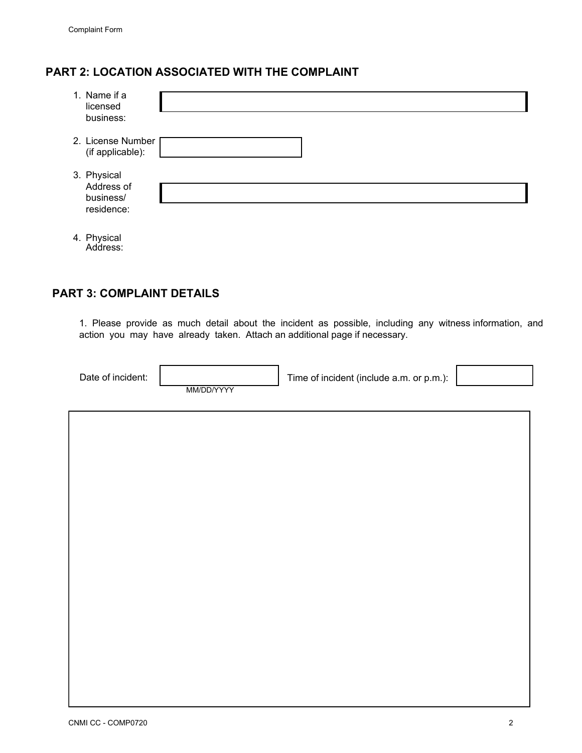## PART 2: LOCATION ASSOCIATED WITH THE COMPLAINT

1. Name if a licensed business:
2. License Number (if applicable):
3. Physical Address of business/ residence:
4. Physical Address:

## PART 3: COMPLAINT DETAILS

1. Please provide as much detail about the incident as possible, including any witness information, and action you may have already taken. Attach an additional page if necessary.

Date of incident: MM/DD/YYYY Time of incident (include a.m. or p.m.):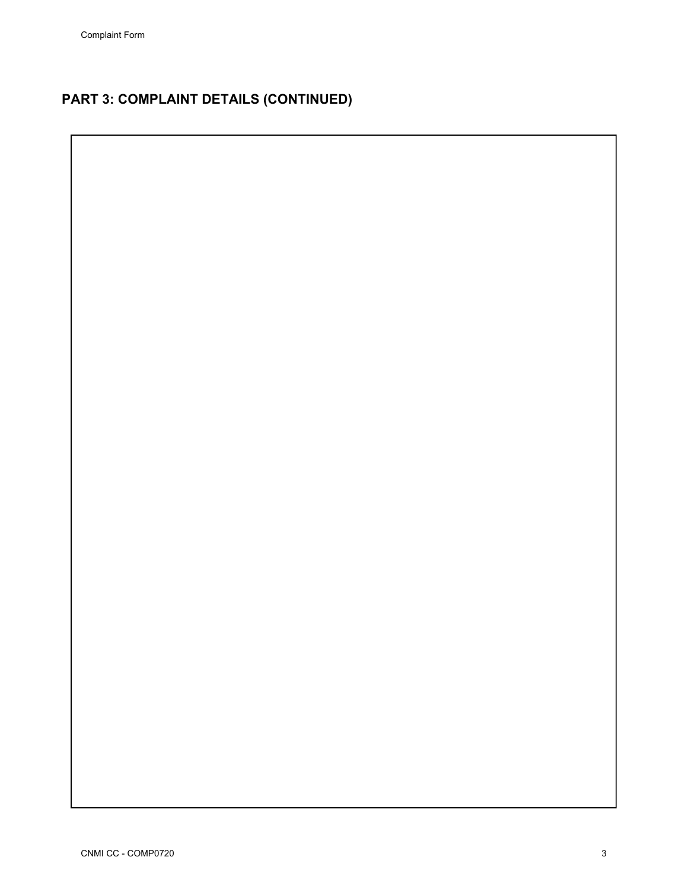## PART 3: COMPLAINT DETAILS (CONTINUED)